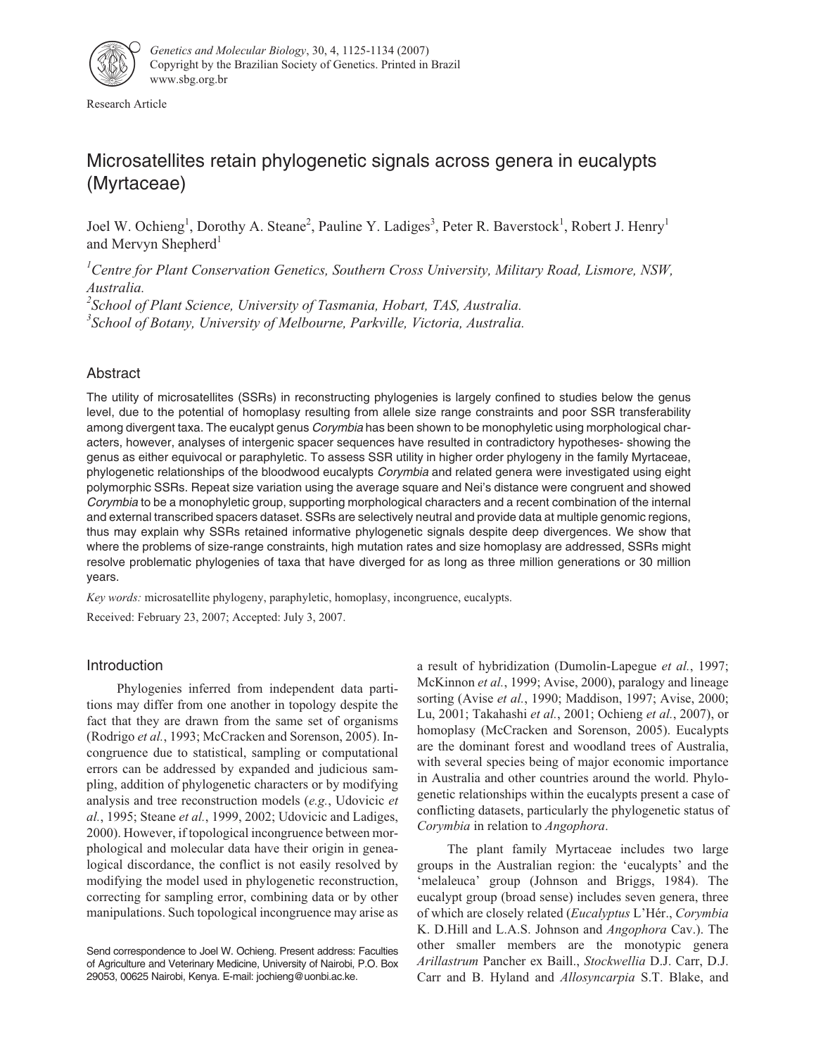Research Article

# Microsatellites retain phylogenetic signals across genera in eucalypts (Myrtaceae)

Joel W. Ochieng[1], Dorothy A. Steane[2], Pauline Y. Ladiges[3], Peter R. Baverstock[1], Robert J. Henry[1] and Mervyn Shepherd[1]

*[1]Centre for Plant Conservation Genetics, Southern Cross University, Military Road, Lismore, NSW, Australia.*
*[2]School of Plant Science, University of Tasmania, Hobart, TAS, Australia.*
*[3]School of Botany, University of Melbourne, Parkville, Victoria, Australia.*

## Abstract

The utility of microsatellites (SSRs) in reconstructing phylogenies is largely confined to studies below the genus level, due to the potential of homoplasy resulting from allele size range constraints and poor SSR transferability among divergent taxa. The eucalypt genus *Corymbia* has been shown to be monophyletic using morphological characters, however, analyses of intergenic spacer sequences have resulted in contradictory hypotheses- showing the genus as either equivocal or paraphyletic. To assess SSR utility in higher order phylogeny in the family Myrtaceae, phylogenetic relationships of the bloodwood eucalypts *Corymbia* and related genera were investigated using eight polymorphic SSRs. Repeat size variation using the average square and Nei's distance were congruent and showed *Corymbia* to be a monophyletic group, supporting morphological characters and a recent combination of the internal and external transcribed spacers dataset. SSRs are selectively neutral and provide data at multiple genomic regions, thus may explain why SSRs retained informative phylogenetic signals despite deep divergences. We show that where the problems of size-range constraints, high mutation rates and size homoplasy are addressed, SSRs might resolve problematic phylogenies of taxa that have diverged for as long as three million generations or 30 million years.

*Key words:* microsatellite phylogeny, paraphyletic, homoplasy, incongruence, eucalypts.

Received: February 23, 2007; Accepted: July 3, 2007.

## Introduction

Phylogenies inferred from independent data partitions may differ from one another in topology despite the fact that they are drawn from the same set of organisms (Rodrigo *et al.*, 1993; McCracken and Sorenson, 2005). Incongruence due to statistical, sampling or computational errors can be addressed by expanded and judicious sampling, addition of phylogenetic characters or by modifying analysis and tree reconstruction models (*e.g.*, Udovicic *et al.*, 1995; Steane *et al.*, 1999, 2002; Udovicic and Ladiges, 2000). However, if topological incongruence between morphological and molecular data have their origin in genealogical discordance, the conflict is not easily resolved by modifying the model used in phylogenetic reconstruction, correcting for sampling error, combining data or by other manipulations. Such topological incongruence may arise as a result of hybridization (Dumolin-Lapegue *et al.*, 1997; McKinnon *et al.*, 1999; Avise, 2000), paralogy and lineage sorting (Avise *et al.*, 1990; Maddison, 1997; Avise, 2000; Lu, 2001; Takahashi *et al.*, 2001; Ochieng *et al.*, 2007), or homoplasy (McCracken and Sorenson, 2005). Eucalypts are the dominant forest and woodland trees of Australia, with several species being of major economic importance in Australia and other countries around the world. Phylogenetic relationships within the eucalypts present a case of conflicting datasets, particularly the phylogenetic status of *Corymbia* in relation to *Angophora*.

The plant family Myrtaceae includes two large groups in the Australian region: the 'eucalypts' and the 'melaleuca' group (Johnson and Briggs, 1984). The eucalypt group (broad sense) includes seven genera, three of which are closely related (*Eucalyptus* L'Hér., *Corymbia* K. D.Hill and L.A.S. Johnson and *Angophora* Cav.). The other smaller members are the monotypic genera *Arillastrum* Pancher ex Baill., *Stockwellia* D.J. Carr, D.J. Carr and B. Hyland and *Allosyncarpia* S.T. Blake, and

Send correspondence to Joel W. Ochieng. Present address: Faculties of Agriculture and Veterinary Medicine, University of Nairobi, P.O. Box 29053, 00625 Nairobi, Kenya. E-mail: jochieng@uonbi.ac.ke.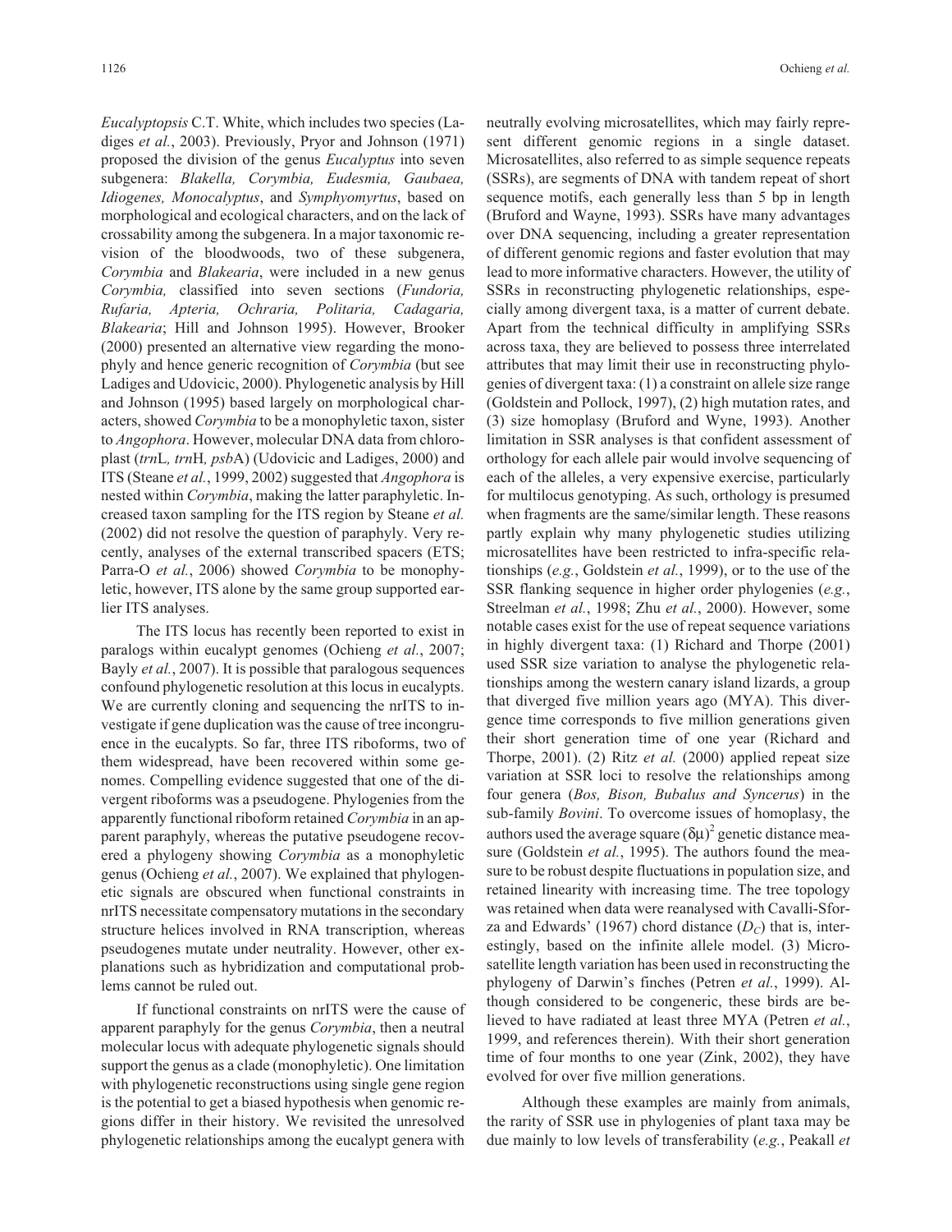*Eucalyptopsis* C.T. White, which includes two species (Ladiges *et al.*, 2003). Previously, Pryor and Johnson (1971) proposed the division of the genus *Eucalyptus* into seven subgenera: *Blakella, Corymbia, Eudesmia, Gaubaea, Idiogenes, Monocalyptus*, and *Symphyomyrtus*, based on morphological and ecological characters, and on the lack of crossability among the subgenera. In a major taxonomic revision of the bloodwoods, two of these subgenera, *Corymbia* and *Blakearia*, were included in a new genus *Corymbia,* classified into seven sections (*Fundoria, Rufaria, Apteria, Ochraria, Politaria, Cadagaria, Blakearia*; Hill and Johnson 1995). However, Brooker (2000) presented an alternative view regarding the monophyly and hence generic recognition of *Corymbia* (but see Ladiges and Udovicic, 2000). Phylogenetic analysis by Hill and Johnson (1995) based largely on morphological characters, showed *Corymbia* to be a monophyletic taxon, sister to *Angophora*. However, molecular DNA data from chloroplast (*trn*L*, trn*H*, psb*A) (Udovicic and Ladiges, 2000) and ITS (Steane *et al.*, 1999, 2002) suggested that *Angophora* is nested within *Corymbia*, making the latter paraphyletic. Increased taxon sampling for the ITS region by Steane *et al.* (2002) did not resolve the question of paraphyly. Very recently, analyses of the external transcribed spacers (ETS; Parra-O *et al.*, 2006) showed *Corymbia* to be monophyletic, however, ITS alone by the same group supported earlier ITS analyses.

The ITS locus has recently been reported to exist in paralogs within eucalypt genomes (Ochieng *et al.*, 2007; Bayly *et al.*, 2007). It is possible that paralogous sequences confound phylogenetic resolution at this locus in eucalypts. We are currently cloning and sequencing the nrITS to investigate if gene duplication was the cause of tree incongruence in the eucalypts. So far, three ITS riboforms, two of them widespread, have been recovered within some genomes. Compelling evidence suggested that one of the divergent riboforms was a pseudogene. Phylogenies from the apparently functional riboform retained *Corymbia* in an apparent paraphyly, whereas the putative pseudogene recovered a phylogeny showing *Corymbia* as a monophyletic genus (Ochieng *et al.*, 2007). We explained that phylogenetic signals are obscured when functional constraints in nrITS necessitate compensatory mutations in the secondary structure helices involved in RNA transcription, whereas pseudogenes mutate under neutrality. However, other explanations such as hybridization and computational problems cannot be ruled out.

If functional constraints on nrITS were the cause of apparent paraphyly for the genus *Corymbia*, then a neutral molecular locus with adequate phylogenetic signals should support the genus as a clade (monophyletic). One limitation with phylogenetic reconstructions using single gene region is the potential to get a biased hypothesis when genomic regions differ in their history. We revisited the unresolved phylogenetic relationships among the eucalypt genera with neutrally evolving microsatellites, which may fairly represent different genomic regions in a single dataset. Microsatellites, also referred to as simple sequence repeats (SSRs), are segments of DNA with tandem repeat of short sequence motifs, each generally less than 5 bp in length (Bruford and Wayne, 1993). SSRs have many advantages over DNA sequencing, including a greater representation of different genomic regions and faster evolution that may lead to more informative characters. However, the utility of SSRs in reconstructing phylogenetic relationships, especially among divergent taxa, is a matter of current debate. Apart from the technical difficulty in amplifying SSRs across taxa, they are believed to possess three interrelated attributes that may limit their use in reconstructing phylogenies of divergent taxa: (1) a constraint on allele size range (Goldstein and Pollock, 1997), (2) high mutation rates, and (3) size homoplasy (Bruford and Wyne, 1993). Another limitation in SSR analyses is that confident assessment of orthology for each allele pair would involve sequencing of each of the alleles, a very expensive exercise, particularly for multilocus genotyping. As such, orthology is presumed when fragments are the same/similar length. These reasons partly explain why many phylogenetic studies utilizing microsatellites have been restricted to infra-specific relationships (*e.g.*, Goldstein *et al.*, 1999), or to the use of the SSR flanking sequence in higher order phylogenies (*e.g.*, Streelman *et al.*, 1998; Zhu *et al.*, 2000). However, some notable cases exist for the use of repeat sequence variations in highly divergent taxa: (1) Richard and Thorpe (2001) used SSR size variation to analyse the phylogenetic relationships among the western canary island lizards, a group that diverged five million years ago (MYA). This divergence time corresponds to five million generations given their short generation time of one year (Richard and Thorpe, 2001). (2) Ritz *et al.* (2000) applied repeat size variation at SSR loci to resolve the relationships among four genera (*Bos, Bison, Bubalus and Syncerus*) in the sub-family *Bovini*. To overcome issues of homoplasy, the authors used the average square $(\delta\mu)^2$ genetic distance measure (Goldstein *et al.*, 1995). The authors found the measure to be robust despite fluctuations in population size, and retained linearity with increasing time. The tree topology was retained when data were reanalysed with Cavalli-Sforza and Edwards' (1967) chord distance ($D_C$) that is, interestingly, based on the infinite allele model. (3) Microsatellite length variation has been used in reconstructing the phylogeny of Darwin's finches (Petren *et al.*, 1999). Although considered to be congeneric, these birds are believed to have radiated at least three MYA (Petren *et al.*, 1999, and references therein). With their short generation time of four months to one year (Zink, 2002), they have evolved for over five million generations.

Although these examples are mainly from animals, the rarity of SSR use in phylogenies of plant taxa may be due mainly to low levels of transferability (*e.g.*, Peakall *et*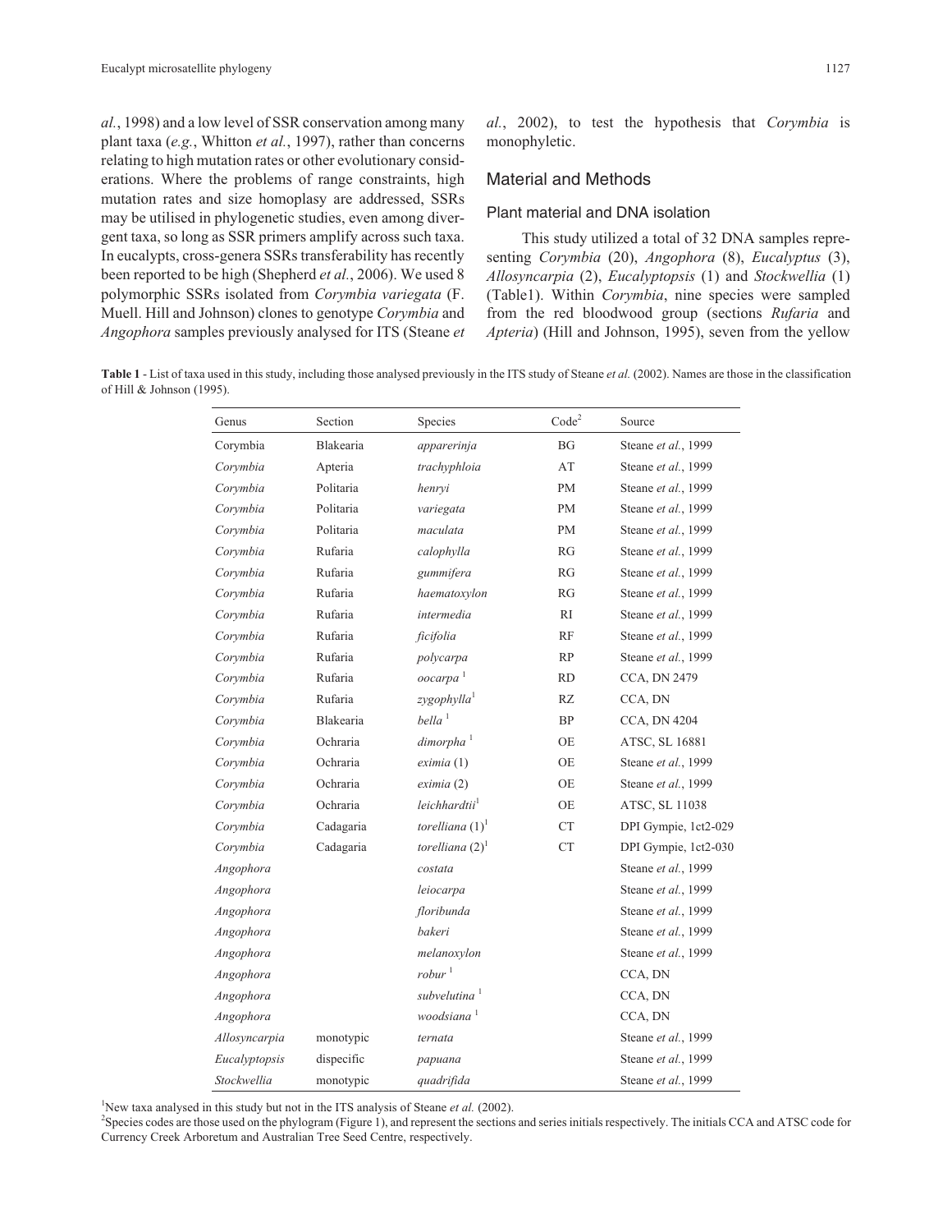*al.*, 1998) and a low level of SSR conservation among many plant taxa (*e.g.*, Whitton *et al.*, 1997), rather than concerns relating to high mutation rates or other evolutionary considerations. Where the problems of range constraints, high mutation rates and size homoplasy are addressed, SSRs may be utilised in phylogenetic studies, even among divergent taxa, so long as SSR primers amplify across such taxa. In eucalypts, cross-genera SSRs transferability has recently been reported to be high (Shepherd *et al.*, 2006). We used 8 polymorphic SSRs isolated from *Corymbia variegata* (F. Muell. Hill and Johnson) clones to genotype *Corymbia* and *Angophora* samples previously analysed for ITS (Steane *et al.*, 2002), to test the hypothesis that *Corymbia* is monophyletic.

## Material and Methods

### Plant material and DNA isolation

This study utilized a total of 32 DNA samples representing *Corymbia* (20), *Angophora* (8), *Eucalyptus* (3), *Allosyncarpia* (2), *Eucalyptopsis* (1) and *Stockwellia* (1) (Table1). Within *Corymbia*, nine species were sampled from the red bloodwood group (sections *Rufaria* and *Apteria*) (Hill and Johnson, 1995), seven from the yellow

**Table 1** - List of taxa used in this study, including those analysed previously in the ITS study of Steane *et al.* (2002). Names are those in the classification of Hill & Johnson (1995).

| Genus | Section | Species | Code[2] | Source |
|---|---|---|---|---|
| Corymbia | Blakearia | *apparerinja* | BG | Steane *et al.*, 1999 |
| *Corymbia* | Apteria | *trachyphloia* | AT | Steane *et al.*, 1999 |
| *Corymbia* | Politaria | *henryi* | PM | Steane *et al.*, 1999 |
| *Corymbia* | Politaria | *variegata* | PM | Steane *et al.*, 1999 |
| *Corymbia* | Politaria | *maculata* | PM | Steane *et al.*, 1999 |
| *Corymbia* | Rufaria | *calophylla* | RG | Steane *et al.*, 1999 |
| *Corymbia* | Rufaria | *gummifera* | RG | Steane *et al.*, 1999 |
| *Corymbia* | Rufaria | *haematoxylon* | RG | Steane *et al.*, 1999 |
| *Corymbia* | Rufaria | *intermedia* | RI | Steane *et al.*, 1999 |
| *Corymbia* | Rufaria | *ficifolia* | RF | Steane *et al.*, 1999 |
| *Corymbia* | Rufaria | *polycarpa* | RP | Steane *et al.*, 1999 |
| *Corymbia* | Rufaria | *oocarpa* [1] | RD | CCA, DN 2479 |
| *Corymbia* | Rufaria | *zygophylla*[1] | RZ | CCA, DN |
| *Corymbia* | Blakearia | *bella* [1] | BP | CCA, DN 4204 |
| *Corymbia* | Ochraria | *dimorpha* [1] | OE | ATSC, SL 16881 |
| *Corymbia* | Ochraria | *eximia* (1) | OE | Steane *et al.*, 1999 |
| *Corymbia* | Ochraria | *eximia* (2) | OE | Steane *et al.*, 1999 |
| *Corymbia* | Ochraria | *leichhardtii*[1] | OE | ATSC, SL 11038 |
| *Corymbia* | Cadagaria | *torelliana* (1)[1] | CT | DPI Gympie, 1ct2-029 |
| *Corymbia* | Cadagaria | *torelliana* (2)[1] | CT | DPI Gympie, 1ct2-030 |
| *Angophora* | | *costata* | | Steane *et al.*, 1999 |
| *Angophora* | | *leiocarpa* | | Steane *et al.*, 1999 |
| *Angophora* | | *floribunda* | | Steane *et al.*, 1999 |
| *Angophora* | | *bakeri* | | Steane *et al.*, 1999 |
| *Angophora* | | *melanoxylon* | | Steane *et al.*, 1999 |
| *Angophora* | | *robur* [1] | | CCA, DN |
| *Angophora* | | *subvelutina* [1] | | CCA, DN |
| *Angophora* | | *woodsiana* [1] | | CCA, DN |
| *Allosyncarpia* | monotypic | *ternata* | | Steane *et al.*, 1999 |
| *Eucalyptopsis* | dispecific | *papuana* | | Steane *et al.*, 1999 |
| *Stockwellia* | monotypic | *quadrifida* | | Steane *et al.*, 1999 |

[1]New taxa analysed in this study but not in the ITS analysis of Steane *et al.* (2002).
[2]Species codes are those used on the phylogram (Figure 1), and represent the sections and series initials respectively. The initials CCA and ATSC code for Currency Creek Arboretum and Australian Tree Seed Centre, respectively.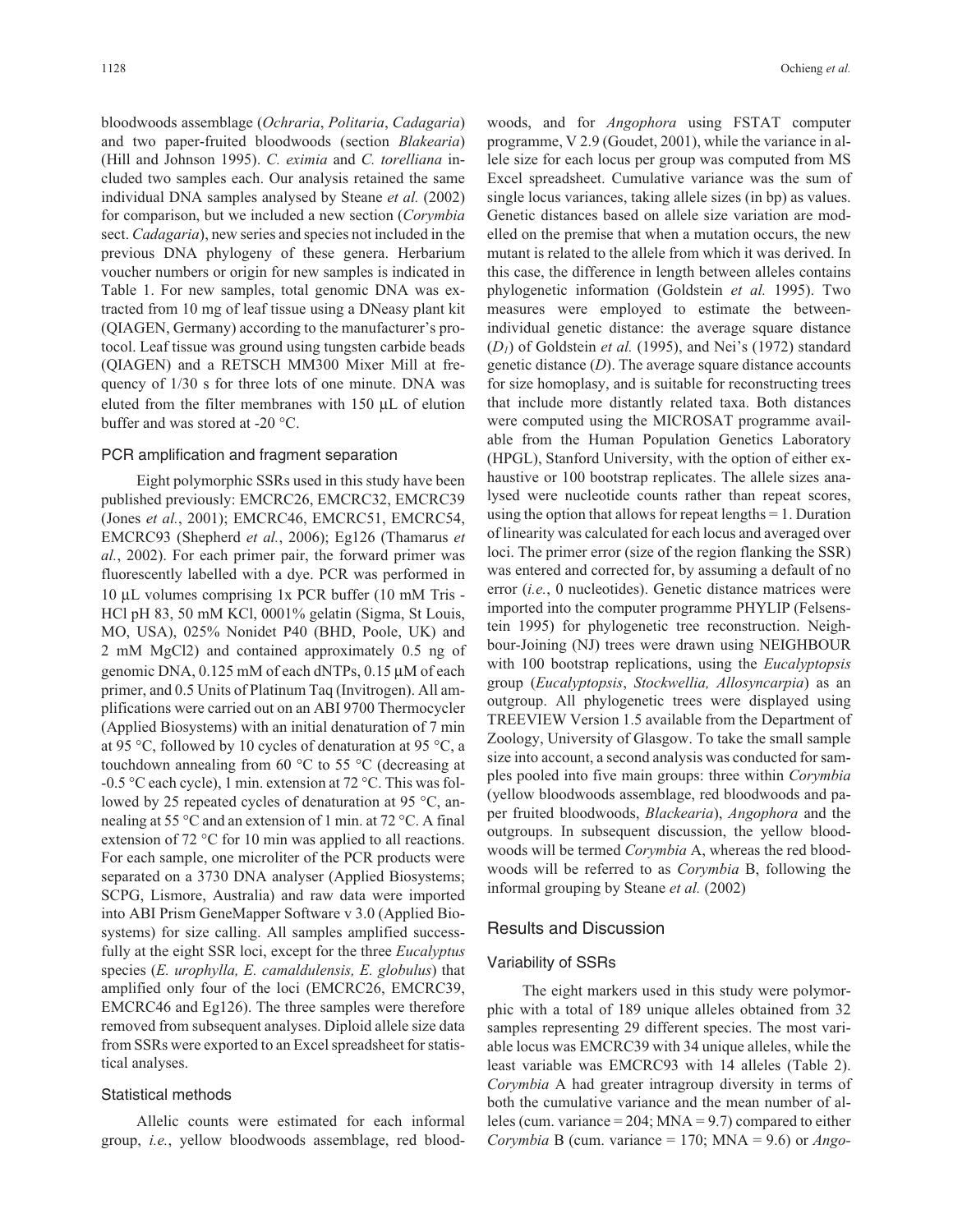bloodwoods assemblage (*Ochraria*, *Politaria*, *Cadagaria*) and two paper-fruited bloodwoods (section *Blakearia*) (Hill and Johnson 1995). *C. eximia* and *C. torelliana* included two samples each. Our analysis retained the same individual DNA samples analysed by Steane *et al.* (2002) for comparison, but we included a new section (*Corymbia* sect. *Cadagaria*), new series and species not included in the previous DNA phylogeny of these genera. Herbarium voucher numbers or origin for new samples is indicated in Table 1. For new samples, total genomic DNA was extracted from 10 mg of leaf tissue using a DNeasy plant kit (QIAGEN, Germany) according to the manufacturer's protocol. Leaf tissue was ground using tungsten carbide beads (QIAGEN) and a RETSCH MM300 Mixer Mill at frequency of 1/30 s for three lots of one minute. DNA was eluted from the filter membranes with 150 μL of elution buffer and was stored at -20 °C.

### PCR amplification and fragment separation

Eight polymorphic SSRs used in this study have been published previously: EMCRC26, EMCRC32, EMCRC39 (Jones *et al.*, 2001); EMCRC46, EMCRC51, EMCRC54, EMCRC93 (Shepherd *et al.*, 2006); Eg126 (Thamarus *et al.*, 2002). For each primer pair, the forward primer was fluorescently labelled with a dye. PCR was performed in 10 μL volumes comprising 1x PCR buffer (10 mM Tris - HCl pH 83, 50 mM KCl, 0001% gelatin (Sigma, St Louis, MO, USA), 025% Nonidet P40 (BHD, Poole, UK) and 2 mM MgCl2) and contained approximately 0.5 ng of genomic DNA, 0.125 mM of each dNTPs, 0.15 μM of each primer, and 0.5 Units of Platinum Taq (Invitrogen). All amplifications were carried out on an ABI 9700 Thermocycler (Applied Biosystems) with an initial denaturation of 7 min at 95 °C, followed by 10 cycles of denaturation at 95 °C, a touchdown annealing from 60 °C to 55 °C (decreasing at -0.5 °C each cycle), 1 min. extension at 72 °C. This was followed by 25 repeated cycles of denaturation at 95 °C, annealing at 55 °C and an extension of 1 min. at 72 °C. A final extension of 72 °C for 10 min was applied to all reactions. For each sample, one microliter of the PCR products were separated on a 3730 DNA analyser (Applied Biosystems; SCPG, Lismore, Australia) and raw data were imported into ABI Prism GeneMapper Software v 3.0 (Applied Biosystems) for size calling. All samples amplified successfully at the eight SSR loci, except for the three *Eucalyptus* species (*E. urophylla, E. camaldulensis, E. globulus*) that amplified only four of the loci (EMCRC26, EMCRC39, EMCRC46 and Eg126). The three samples were therefore removed from subsequent analyses. Diploid allele size data from SSRs were exported to an Excel spreadsheet for statistical analyses.

### Statistical methods

Allelic counts were estimated for each informal group, *i.e.*, yellow bloodwoods assemblage, red bloodwoods, and for *Angophora* using FSTAT computer programme, V 2.9 (Goudet, 2001), while the variance in allele size for each locus per group was computed from MS Excel spreadsheet. Cumulative variance was the sum of single locus variances, taking allele sizes (in bp) as values. Genetic distances based on allele size variation are modelled on the premise that when a mutation occurs, the new mutant is related to the allele from which it was derived. In this case, the difference in length between alleles contains phylogenetic information (Goldstein *et al.* 1995). Two measures were employed to estimate the between-individual genetic distance: the average square distance ($D_1$) of Goldstein *et al.* (1995), and Nei's (1972) standard genetic distance ($D$). The average square distance accounts for size homoplasy, and is suitable for reconstructing trees that include more distantly related taxa. Both distances were computed using the MICROSAT programme available from the Human Population Genetics Laboratory (HPGL), Stanford University, with the option of either exhaustive or 100 bootstrap replicates. The allele sizes analysed were nucleotide counts rather than repeat scores, using the option that allows for repeat lengths = 1. Duration of linearity was calculated for each locus and averaged over loci. The primer error (size of the region flanking the SSR) was entered and corrected for, by assuming a default of no error (*i.e.*, 0 nucleotides). Genetic distance matrices were imported into the computer programme PHYLIP (Felsenstein 1995) for phylogenetic tree reconstruction. Neighbour-Joining (NJ) trees were drawn using NEIGHBOUR with 100 bootstrap replications, using the *Eucalyptopsis* group (*Eucalyptopsis*, *Stockwellia, Allosyncarpia*) as an outgroup. All phylogenetic trees were displayed using TREEVIEW Version 1.5 available from the Department of Zoology, University of Glasgow. To take the small sample size into account, a second analysis was conducted for samples pooled into five main groups: three within *Corymbia* (yellow bloodwoods assemblage, red bloodwoods and paper fruited bloodwoods, *Blackearia*), *Angophora* and the outgroups. In subsequent discussion, the yellow bloodwoods will be termed *Corymbia* A, whereas the red bloodwoods will be referred to as *Corymbia* B, following the informal grouping by Steane *et al.* (2002)

## Results and Discussion

### Variability of SSRs

The eight markers used in this study were polymorphic with a total of 189 unique alleles obtained from 32 samples representing 29 different species. The most variable locus was EMCRC39 with 34 unique alleles, while the least variable was EMCRC93 with 14 alleles (Table 2). *Corymbia* A had greater intragroup diversity in terms of both the cumulative variance and the mean number of alleles (cum. variance = 204; MNA = 9.7) compared to either *Corymbia* B (cum. variance = 170; MNA = 9.6) or *Ango-*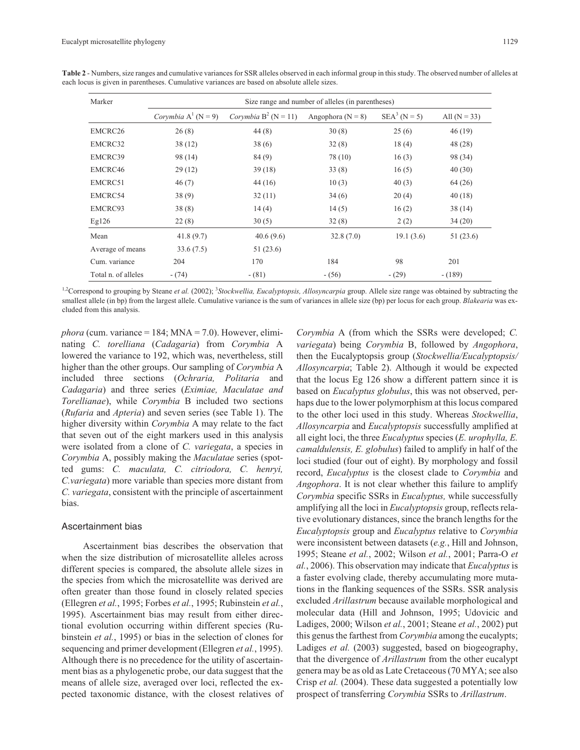**Table 2** - Numbers, size ranges and cumulative variances for SSR alleles observed in each informal group in this study. The observed number of alleles at each locus is given in parentheses. Cumulative variances are based on absolute allele sizes.

| Marker | Size range and number of alleles (in parentheses) | | | | |
|---|---|---|---|---|---|
| | *Corymbia* A[1] (N = 9) | *Corymbia* B[2] (N = 11) | Angophora (N = 8) | SEA[3] (N = 5) | All (N = 33) |
| EMCRC26 | 26 (8) | 44 (8) | 30 (8) | 25 (6) | 46 (19) |
| EMCRC32 | 38 (12) | 38 (6) | 32 (8) | 18 (4) | 48 (28) |
| EMCRC39 | 98 (14) | 84 (9) | 78 (10) | 16 (3) | 98 (34) |
| EMCRC46 | 29 (12) | 39 (18) | 33 (8) | 16 (5) | 40 (30) |
| EMCRC51 | 46 (7) | 44 (16) | 10 (3) | 40 (3) | 64 (26) |
| EMCRC54 | 38 (9) | 32 (11) | 34 (6) | 20 (4) | 40 (18) |
| EMCRC93 | 38 (8) | 14 (4) | 14 (5) | 16 (2) | 38 (14) |
| Eg126 | 22 (8) | 30 (5) | 32 (8) | 2 (2) | 34 (20) |
| Mean | 41.8 (9.7) | 40.6 (9.6) | 32.8 (7.0) | 19.1 (3.6) | 51 (23.6) |
| Average of means | 33.6 (7.5) | 51 (23.6) | | | |
| Cum. variance | 204 | 170 | 184 | 98 | 201 |
| Total n. of alleles | - (74) | - (81) | - (56) | - (29) | - (189) |

[1,2]Correspond to grouping by Steane *et al.* (2002); [3]*Stockwellia, Eucalyptopsis, Allosyncarpia* group. Allele size range was obtained by subtracting the smallest allele (in bp) from the largest allele. Cumulative variance is the sum of variances in allele size (bp) per locus for each group. *Blakearia* was excluded from this analysis.

*phora* (cum. variance = 184; MNA = 7.0). However, eliminating *C. torelliana* (*Cadagaria*) from *Corymbia* A lowered the variance to 192, which was, nevertheless, still higher than the other groups. Our sampling of *Corymbia* A included three sections (*Ochraria, Politaria* and *Cadagaria*) and three series (*Eximiae, Maculatae and Torellianae*), while *Corymbia* B included two sections (*Rufaria* and *Apteria*) and seven series (see Table 1). The higher diversity within *Corymbia* A may relate to the fact that seven out of the eight markers used in this analysis were isolated from a clone of *C. variegata*, a species in *Corymbia* A, possibly making the *Maculatae* series (spotted gums: *C. maculata, C. citriodora, C. henryi, C.variegata*) more variable than species more distant from *C. variegata*, consistent with the principle of ascertainment bias.

## Ascertainment bias

Ascertainment bias describes the observation that when the size distribution of microsatellite alleles across different species is compared, the absolute allele sizes in the species from which the microsatellite was derived are often greater than those found in closely related species (Ellegren *et al.*, 1995; Forbes *et al.*, 1995; Rubinstein *et al.*, 1995). Ascertainment bias may result from either directional evolution occurring within different species (Rubinstein *et al.*, 1995) or bias in the selection of clones for sequencing and primer development (Ellegren *et al.*, 1995). Although there is no precedence for the utility of ascertainment bias as a phylogenetic probe, our data suggest that the means of allele size, averaged over loci, reflected the expected taxonomic distance, with the closest relatives of *Corymbia* A (from which the SSRs were developed; *C. variegata*) being *Corymbia* B, followed by *Angophora*, then the Eucalyptopsis group (*Stockwellia/Eucalyptopsis/Allosyncarpia*; Table 2). Although it would be expected that the locus Eg 126 show a different pattern since it is based on *Eucalyptus globulus*, this was not observed, perhaps due to the lower polymorphism at this locus compared to the other loci used in this study. Whereas *Stockwellia*, *Allosyncarpia* and *Eucalyptopsis* successfully amplified at all eight loci, the three *Eucalyptus* species (*E. urophylla, E. camaldulensis, E. globulus*) failed to amplify in half of the loci studied (four out of eight). By morphology and fossil record, *Eucalyptus* is the closest clade to *Corymbia* and *Angophora*. It is not clear whether this failure to amplify *Corymbia* specific SSRs in *Eucalyptus,* while successfully amplifying all the loci in *Eucalyptopsis* group, reflects relative evolutionary distances, since the branch lengths for the *Eucalyptopsis* group and *Eucalyptus* relative to *Corymbia* were inconsistent between datasets (*e.g.*, Hill and Johnson, 1995; Steane *et al.*, 2002; Wilson *et al.*, 2001; Parra-O *et al.*, 2006). This observation may indicate that *Eucalyptus* is a faster evolving clade, thereby accumulating more mutations in the flanking sequences of the SSRs. SSR analysis excluded *Arillastrum* because available morphological and molecular data (Hill and Johnson, 1995; Udovicic and Ladiges, 2000; Wilson *et al.*, 2001; Steane *et al.*, 2002) put this genus the farthest from *Corymbia* among the eucalypts; Ladiges *et al.* (2003) suggested, based on biogeography, that the divergence of *Arillastrum* from the other eucalypt genera may be as old as Late Cretaceous (70 MYA; see also Crisp *et al.* (2004). These data suggested a potentially low prospect of transferring *Corymbia* SSRs to *Arillastrum*.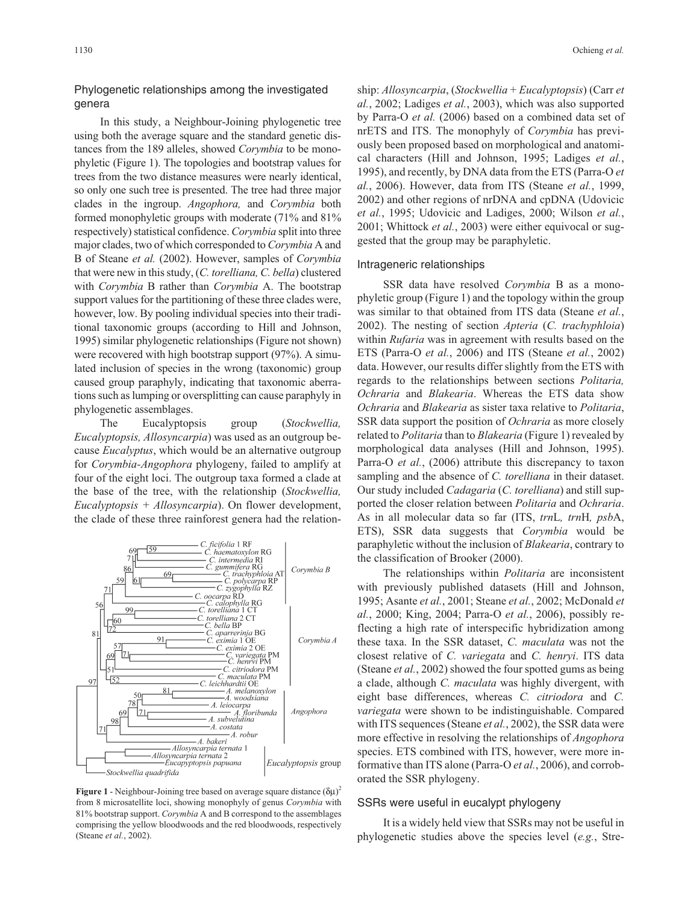## Phylogenetic relationships among the investigated genera

In this study, a Neighbour-Joining phylogenetic tree using both the average square and the standard genetic distances from the 189 alleles, showed *Corymbia* to be monophyletic (Figure 1). The topologies and bootstrap values for trees from the two distance measures were nearly identical, so only one such tree is presented. The tree had three major clades in the ingroup. *Angophora,* and *Corymbia* both formed monophyletic groups with moderate (71% and 81% respectively) statistical confidence. *Corymbia* split into three major clades, two of which corresponded to *Corymbia* A and B of Steane *et al.* (2002). However, samples of *Corymbia* that were new in this study, (*C. torelliana, C. bella*) clustered with *Corymbia* B rather than *Corymbia* A. The bootstrap support values for the partitioning of these three clades were, however, low. By pooling individual species into their traditional taxonomic groups (according to Hill and Johnson, 1995) similar phylogenetic relationships (Figure not shown) were recovered with high bootstrap support (97%). A simulated inclusion of species in the wrong (taxonomic) group caused group paraphyly, indicating that taxonomic aberrations such as lumping or oversplitting can cause paraphyly in phylogenetic assemblages.

The Eucalyptopsis group (*Stockwellia, Eucalyptopsis, Allosyncarpia*) was used as an outgroup because *Eucalyptus*, which would be an alternative outgroup for *Corymbia-Angophora* phylogeny, failed to amplify at four of the eight loci. The outgroup taxa formed a clade at the base of the tree, with the relationship (*Stockwellia, Eucalyptopsis + Allosyncarpia*). On flower development, the clade of these three rainforest genera had the relationship: *Allosyncarpia*, (*Stockwellia* + *Eucalyptopsis*) (Carr *et al.*, 2002; Ladiges *et al.*, 2003), which was also supported by Parra-O *et al.* (2006) based on a combined data set of nrETS and ITS. The monophyly of *Corymbia* has previously been proposed based on morphological and anatomical characters (Hill and Johnson, 1995; Ladiges *et al.*, 1995), and recently, by DNA data from the ETS (Parra-O *et al.*, 2006). However, data from ITS (Steane *et al.*, 1999, 2002) and other regions of nrDNA and cpDNA (Udovicic *et al.*, 1995; Udovicic and Ladiges, 2000; Wilson *et al.*, 2001; Whittock *et al.*, 2003) were either equivocal or suggested that the group may be paraphyletic.

Figure 1 - Neighbour-Joining tree based on average square distance $(\delta\mu)^2$ from 8 microsatellite loci, showing monophyly of genus *Corymbia* with 81% bootstrap support. *Corymbia* A and B correspond to the assemblages comprising the yellow bloodwoods and the red bloodwoods, respectively (Steane *et al.*, 2002).

## Intrageneric relationships

SSR data have resolved *Corymbia* B as a monophyletic group (Figure 1) and the topology within the group was similar to that obtained from ITS data (Steane *et al.*, 2002). The nesting of section *Apteria* (*C. trachyphloia*) within *Rufaria* was in agreement with results based on the ETS (Parra-O *et al.*, 2006) and ITS (Steane *et al.*, 2002) data. However, our results differ slightly from the ETS with regards to the relationships between sections *Politaria, Ochraria* and *Blakearia*. Whereas the ETS data show *Ochraria* and *Blakearia* as sister taxa relative to *Politaria*, SSR data support the position of *Ochraria* as more closely related to *Politaria* than to *Blakearia* (Figure 1) revealed by morphological data analyses (Hill and Johnson, 1995). Parra-O *et al.*, (2006) attribute this discrepancy to taxon sampling and the absence of *C. torelliana* in their dataset. Our study included *Cadagaria* (*C. torelliana*) and still supported the closer relation between *Politaria* and *Ochraria*. As in all molecular data so far (ITS, *trn*L, *trn*H, *psb*A, ETS), SSR data suggests that *Corymbia* would be paraphyletic without the inclusion of *Blakearia*, contrary to the classification of Brooker (2000).

The relationships within *Politaria* are inconsistent with previously published datasets (Hill and Johnson, 1995; Asante *et al.*, 2001; Steane *et al.*, 2002; McDonald *et al.*, 2000; King, 2004; Parra-O *et al.*, 2006), possibly reflecting a high rate of interspecific hybridization among these taxa. In the SSR dataset, *C. maculata* was not the closest relative of *C. variegata* and *C. henryi*. ITS data (Steane *et al.*, 2002) showed the four spotted gums as being a clade, although *C. maculata* was highly divergent, with eight base differences, whereas *C. citriodora* and *C. variegata* were shown to be indistinguishable. Compared with ITS sequences (Steane *et al.*, 2002), the SSR data were more effective in resolving the relationships of *Angophora* species. ETS combined with ITS, however, were more informative than ITS alone (Parra-O *et al.*, 2006), and corroborated the SSR phylogeny.

## SSRs were useful in eucalypt phylogeny

It is a widely held view that SSRs may not be useful in phylogenetic studies above the species level (*e.g.*, Stre-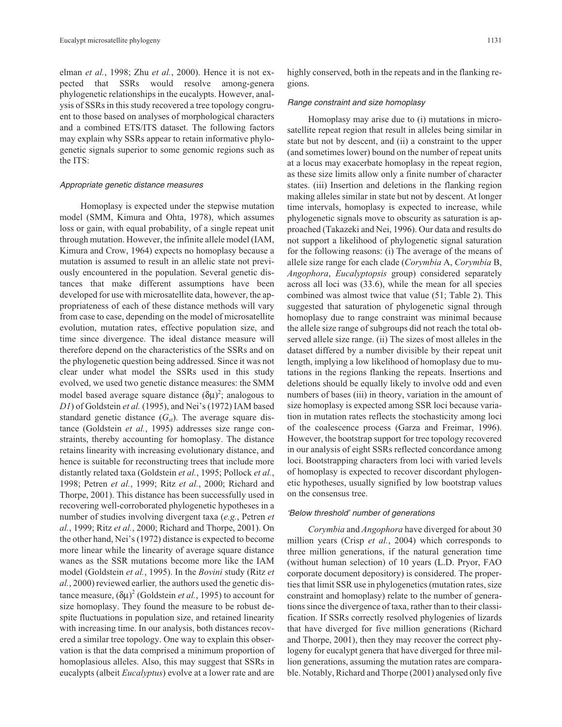elman *et al.*, 1998; Zhu *et al.*, 2000). Hence it is not expected that SSRs would resolve among-genera phylogenetic relationships in the eucalypts. However, analysis of SSRs in this study recovered a tree topology congruent to those based on analyses of morphological characters and a combined ETS/ITS dataset. The following factors may explain why SSRs appear to retain informative phylogenetic signals superior to some genomic regions such as the ITS:

#### *Appropriate genetic distance measures*

Homoplasy is expected under the stepwise mutation model (SMM, Kimura and Ohta, 1978), which assumes loss or gain, with equal probability, of a single repeat unit through mutation. However, the infinite allele model (IAM, Kimura and Crow, 1964) expects no homoplasy because a mutation is assumed to result in an allelic state not previously encountered in the population. Several genetic distances that make different assumptions have been developed for use with microsatellite data, however, the appropriateness of each of these distance methods will vary from case to case, depending on the model of microsatellite evolution, mutation rates, effective population size, and time since divergence. The ideal distance measure will therefore depend on the characteristics of the SSRs and on the phylogenetic question being addressed. Since it was not clear under what model the SSRs used in this study evolved, we used two genetic distance measures: the SMM model based average square distance $(\delta\mu)^2$; analogous to *D1*) of Goldstein *et al.* (1995), and Nei's (1972) IAM based standard genetic distance ($G_{st}$). The average square distance (Goldstein *et al.*, 1995) addresses size range constraints, thereby accounting for homoplasy. The distance retains linearity with increasing evolutionary distance, and hence is suitable for reconstructing trees that include more distantly related taxa (Goldstein *et al.*, 1995; Pollock *et al.*, 1998; Petren *et al.*, 1999; Ritz *et al.*, 2000; Richard and Thorpe, 2001). This distance has been successfully used in recovering well-corroborated phylogenetic hypotheses in a number of studies involving divergent taxa (*e.g.*, Petren *et al.*, 1999; Ritz *et al.*, 2000; Richard and Thorpe, 2001). On the other hand, Nei's (1972) distance is expected to become more linear while the linearity of average square distance wanes as the SSR mutations become more like the IAM model (Goldstein *et al.*, 1995). In the *Bovini* study (Ritz *et al.*, 2000) reviewed earlier, the authors used the genetic distance measure, $(\delta\mu)^2$ (Goldstein *et al.*, 1995) to account for size homoplasy. They found the measure to be robust despite fluctuations in population size, and retained linearity with increasing time. In our analysis, both distances recovered a similar tree topology. One way to explain this observation is that the data comprised a minimum proportion of homoplasious alleles. Also, this may suggest that SSRs in eucalypts (albeit *Eucalyptus*) evolve at a lower rate and are highly conserved, both in the repeats and in the flanking regions.

#### *Range constraint and size homoplasy*

Homoplasy may arise due to (i) mutations in microsatellite repeat region that result in alleles being similar in state but not by descent, and (ii) a constraint to the upper (and sometimes lower) bound on the number of repeat units at a locus may exacerbate homoplasy in the repeat region, as these size limits allow only a finite number of character states. (iii) Insertion and deletions in the flanking region making alleles similar in state but not by descent. At longer time intervals, homoplasy is expected to increase, while phylogenetic signals move to obscurity as saturation is approached (Takazeki and Nei, 1996). Our data and results do not support a likelihood of phylogenetic signal saturation for the following reasons: (i) The average of the means of allele size range for each clade (*Corymbia* A, *Corymbia* B, *Angophora*, *Eucalyptopsis* group) considered separately across all loci was (33.6), while the mean for all species combined was almost twice that value (51; Table 2). This suggested that saturation of phylogenetic signal through homoplasy due to range constraint was minimal because the allele size range of subgroups did not reach the total observed allele size range. (ii) The sizes of most alleles in the dataset differed by a number divisible by their repeat unit length, implying a low likelihood of homoplasy due to mutations in the regions flanking the repeats. Insertions and deletions should be equally likely to involve odd and even numbers of bases (iii) in theory, variation in the amount of size homoplasy is expected among SSR loci because variation in mutation rates reflects the stochasticity among loci of the coalescence process (Garza and Freimar, 1996). However, the bootstrap support for tree topology recovered in our analysis of eight SSRs reflected concordance among loci. Bootstrapping characters from loci with varied levels of homoplasy is expected to recover discordant phylogenetic hypotheses, usually signified by low bootstrap values on the consensus tree.

#### *'Below threshold' number of generations*

*Corymbia* and *Angophora* have diverged for about 30 million years (Crisp *et al.*, 2004) which corresponds to three million generations, if the natural generation time (without human selection) of 10 years (L.D. Pryor, FAO corporate document depository) is considered. The properties that limit SSR use in phylogenetics (mutation rates, size constraint and homoplasy) relate to the number of generations since the divergence of taxa, rather than to their classification. If SSRs correctly resolved phylogenies of lizards that have diverged for five million generations (Richard and Thorpe, 2001), then they may recover the correct phylogeny for eucalypt genera that have diverged for three million generations, assuming the mutation rates are comparable. Notably, Richard and Thorpe (2001) analysed only five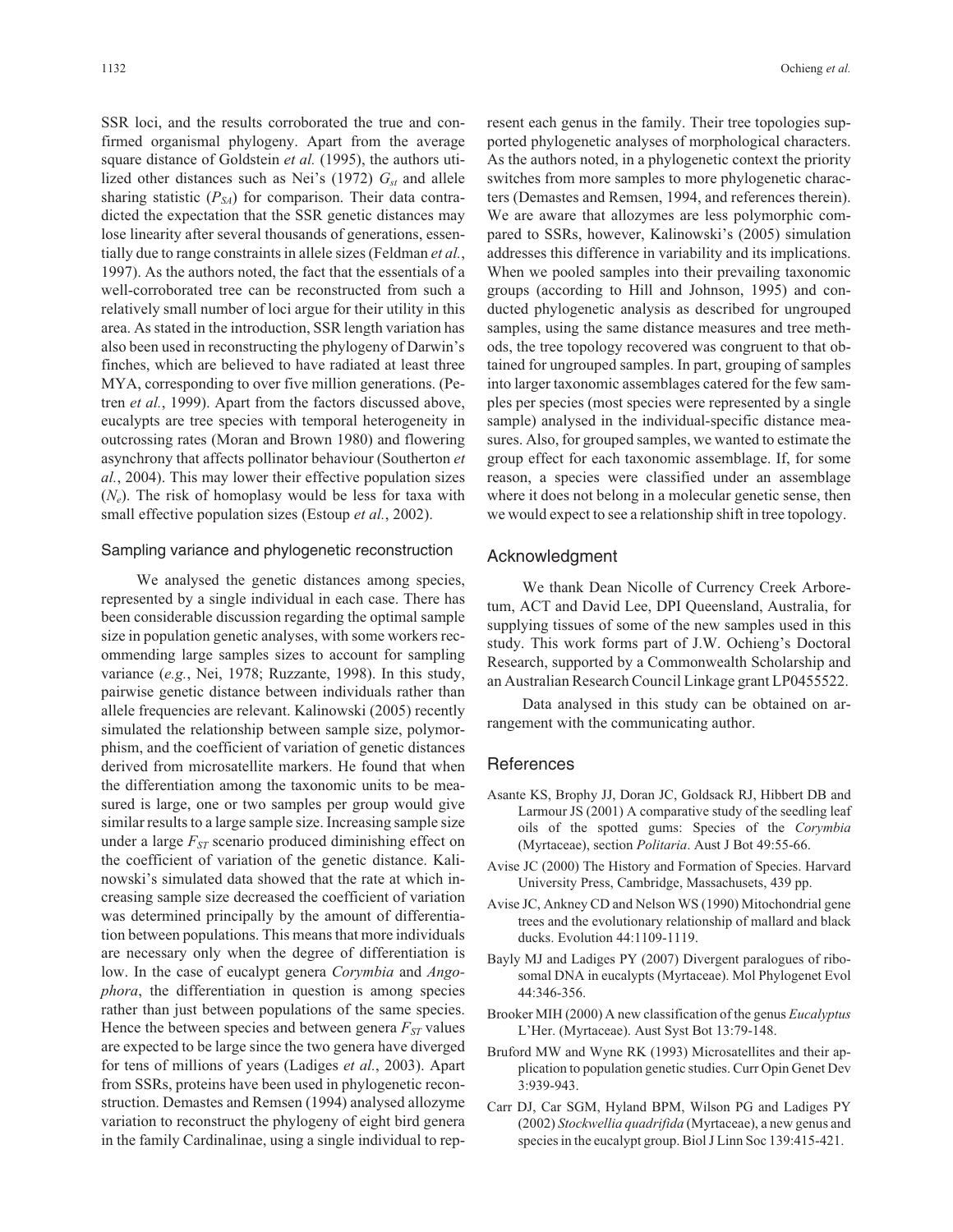SSR loci, and the results corroborated the true and confirmed organismal phylogeny. Apart from the average square distance of Goldstein *et al.* (1995), the authors utilized other distances such as Nei's (1972) $G_{st}$ and allele sharing statistic ($P_{SA}$) for comparison. Their data contradicted the expectation that the SSR genetic distances may lose linearity after several thousands of generations, essentially due to range constraints in allele sizes (Feldman *et al.*, 1997). As the authors noted, the fact that the essentials of a well-corroborated tree can be reconstructed from such a relatively small number of loci argue for their utility in this area. As stated in the introduction, SSR length variation has also been used in reconstructing the phylogeny of Darwin's finches, which are believed to have radiated at least three MYA, corresponding to over five million generations. (Petren *et al.*, 1999). Apart from the factors discussed above, eucalypts are tree species with temporal heterogeneity in outcrossing rates (Moran and Brown 1980) and flowering asynchrony that affects pollinator behaviour (Southerton *et al.*, 2004). This may lower their effective population sizes ($N_e$). The risk of homoplasy would be less for taxa with small effective population sizes (Estoup *et al.*, 2002).

### Sampling variance and phylogenetic reconstruction

We analysed the genetic distances among species, represented by a single individual in each case. There has been considerable discussion regarding the optimal sample size in population genetic analyses, with some workers recommending large samples sizes to account for sampling variance (*e.g.*, Nei, 1978; Ruzzante, 1998). In this study, pairwise genetic distance between individuals rather than allele frequencies are relevant. Kalinowski (2005) recently simulated the relationship between sample size, polymorphism, and the coefficient of variation of genetic distances derived from microsatellite markers. He found that when the differentiation among the taxonomic units to be measured is large, one or two samples per group would give similar results to a large sample size. Increasing sample size under a large $F_{ST}$ scenario produced diminishing effect on the coefficient of variation of the genetic distance. Kalinowski's simulated data showed that the rate at which increasing sample size decreased the coefficient of variation was determined principally by the amount of differentiation between populations. This means that more individuals are necessary only when the degree of differentiation is low. In the case of eucalypt genera *Corymbia* and *Angophora*, the differentiation in question is among species rather than just between populations of the same species. Hence the between species and between genera $F_{ST}$ values are expected to be large since the two genera have diverged for tens of millions of years (Ladiges *et al.*, 2003). Apart from SSRs, proteins have been used in phylogenetic reconstruction. Demastes and Remsen (1994) analysed allozyme variation to reconstruct the phylogeny of eight bird genera in the family Cardinalinae, using a single individual to represent each genus in the family. Their tree topologies supported phylogenetic analyses of morphological characters. As the authors noted, in a phylogenetic context the priority switches from more samples to more phylogenetic characters (Demastes and Remsen, 1994, and references therein). We are aware that allozymes are less polymorphic compared to SSRs, however, Kalinowski's (2005) simulation addresses this difference in variability and its implications. When we pooled samples into their prevailing taxonomic groups (according to Hill and Johnson, 1995) and conducted phylogenetic analysis as described for ungrouped samples, using the same distance measures and tree methods, the tree topology recovered was congruent to that obtained for ungrouped samples. In part, grouping of samples into larger taxonomic assemblages catered for the few samples per species (most species were represented by a single sample) analysed in the individual-specific distance measures. Also, for grouped samples, we wanted to estimate the group effect for each taxonomic assemblage. If, for some reason, a species were classified under an assemblage where it does not belong in a molecular genetic sense, then we would expect to see a relationship shift in tree topology.

## Acknowledgment

We thank Dean Nicolle of Currency Creek Arboretum, ACT and David Lee, DPI Queensland, Australia, for supplying tissues of some of the new samples used in this study. This work forms part of J.W. Ochieng's Doctoral Research, supported by a Commonwealth Scholarship and an Australian Research Council Linkage grant LP0455522.

Data analysed in this study can be obtained on arrangement with the communicating author.

## References

Asante KS, Brophy JJ, Doran JC, Goldsack RJ, Hibbert DB and Larmour JS (2001) A comparative study of the seedling leaf oils of the spotted gums: Species of the *Corymbia* (Myrtaceae), section *Politaria*. Aust J Bot 49:55-66.

Avise JC (2000) The History and Formation of Species. Harvard University Press, Cambridge, Massachusets, 439 pp.

Avise JC, Ankney CD and Nelson WS (1990) Mitochondrial gene trees and the evolutionary relationship of mallard and black ducks. Evolution 44:1109-1119.

Bayly MJ and Ladiges PY (2007) Divergent paralogues of ribosomal DNA in eucalypts (Myrtaceae). Mol Phylogenet Evol 44:346-356.

Brooker MIH (2000) A new classification of the genus *Eucalyptus* L'Her. (Myrtaceae). Aust Syst Bot 13:79-148.

Bruford MW and Wyne RK (1993) Microsatellites and their application to population genetic studies. Curr Opin Genet Dev 3:939-943.

Carr DJ, Car SGM, Hyland BPM, Wilson PG and Ladiges PY (2002) *Stockwellia quadrifida* (Myrtaceae), a new genus and species in the eucalypt group. Biol J Linn Soc 139:415-421.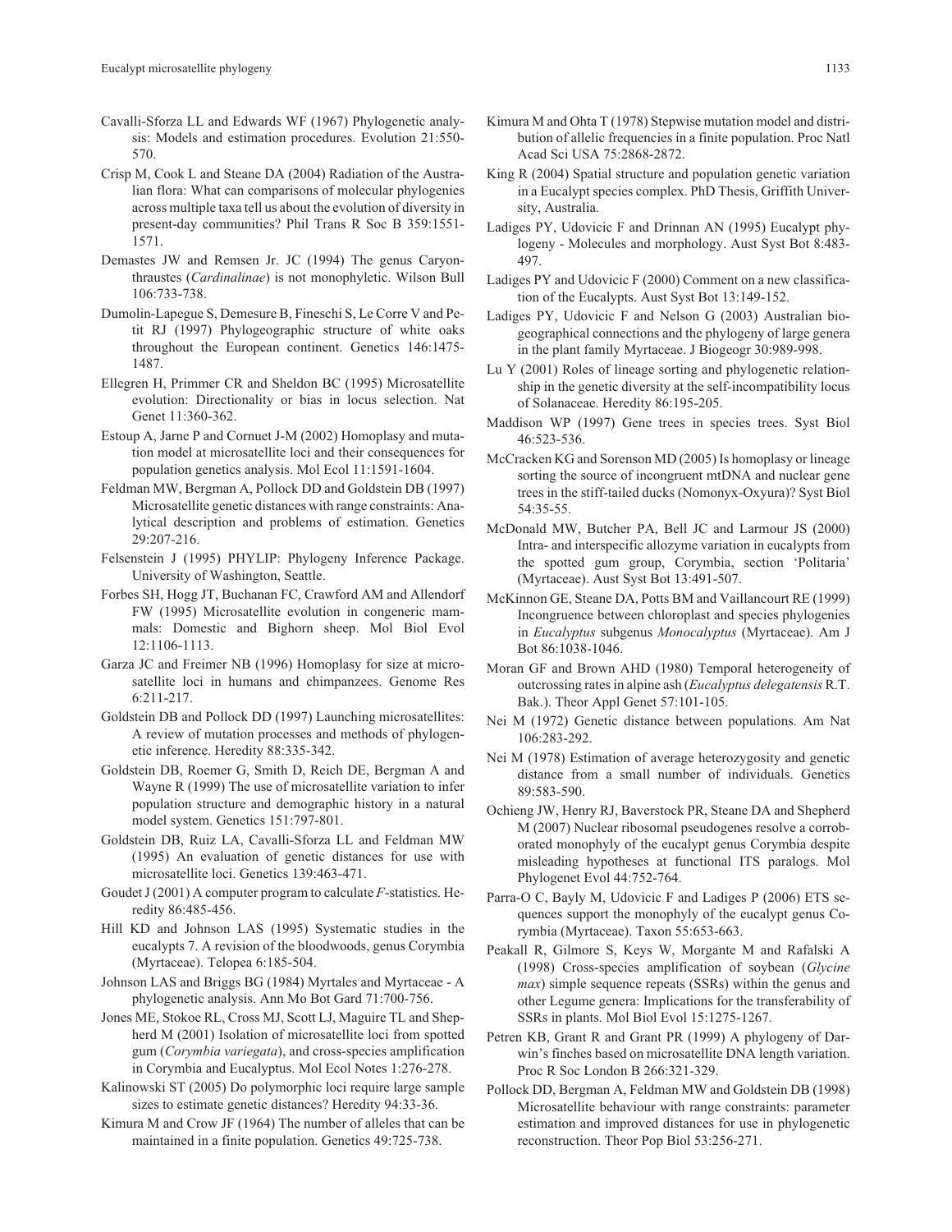Cavalli-Sforza LL and Edwards WF (1967) Phylogenetic analysis: Models and estimation procedures. Evolution 21:550-570.

Crisp M, Cook L and Steane DA (2004) Radiation of the Australian flora: What can comparisons of molecular phylogenies across multiple taxa tell us about the evolution of diversity in present-day communities? Phil Trans R Soc B 359:1551-1571.

Demastes JW and Remsen Jr. JC (1994) The genus Caryonthraustes (*Cardinalinae*) is not monophyletic. Wilson Bull 106:733-738.

Dumolin-Lapegue S, Demesure B, Fineschi S, Le Corre V and Petit RJ (1997) Phylogeographic structure of white oaks throughout the European continent. Genetics 146:1475-1487.

Ellegren H, Primmer CR and Sheldon BC (1995) Microsatellite evolution: Directionality or bias in locus selection. Nat Genet 11:360-362.

Estoup A, Jarne P and Cornuet J-M (2002) Homoplasy and mutation model at microsatellite loci and their consequences for population genetics analysis. Mol Ecol 11:1591-1604.

Feldman MW, Bergman A, Pollock DD and Goldstein DB (1997) Microsatellite genetic distances with range constraints: Analytical description and problems of estimation. Genetics 29:207-216.

Felsenstein J (1995) PHYLIP: Phylogeny Inference Package. University of Washington, Seattle.

Forbes SH, Hogg JT, Buchanan FC, Crawford AM and Allendorf FW (1995) Microsatellite evolution in congeneric mammals: Domestic and Bighorn sheep. Mol Biol Evol 12:1106-1113.

Garza JC and Freimer NB (1996) Homoplasy for size at microsatellite loci in humans and chimpanzees. Genome Res 6:211-217.

Goldstein DB and Pollock DD (1997) Launching microsatellites: A review of mutation processes and methods of phylogenetic inference. Heredity 88:335-342.

Goldstein DB, Roemer G, Smith D, Reich DE, Bergman A and Wayne R (1999) The use of microsatellite variation to infer population structure and demographic history in a natural model system. Genetics 151:797-801.

Goldstein DB, Ruiz LA, Cavalli-Sforza LL and Feldman MW (1995) An evaluation of genetic distances for use with microsatellite loci. Genetics 139:463-471.

Goudet J (2001) A computer program to calculate *F*-statistics. Heredity 86:485-456.

Hill KD and Johnson LAS (1995) Systematic studies in the eucalypts 7. A revision of the bloodwoods, genus Corymbia (Myrtaceae). Telopea 6:185-504.

Johnson LAS and Briggs BG (1984) Myrtales and Myrtaceae - A phylogenetic analysis. Ann Mo Bot Gard 71:700-756.

Jones ME, Stokoe RL, Cross MJ, Scott LJ, Maguire TL and Shepherd M (2001) Isolation of microsatellite loci from spotted gum (*Corymbia variegata*), and cross-species amplification in Corymbia and Eucalyptus. Mol Ecol Notes 1:276-278.

Kalinowski ST (2005) Do polymorphic loci require large sample sizes to estimate genetic distances? Heredity 94:33-36.

Kimura M and Crow JF (1964) The number of alleles that can be maintained in a finite population. Genetics 49:725-738.

Kimura M and Ohta T (1978) Stepwise mutation model and distribution of allelic frequencies in a finite population. Proc Natl Acad Sci USA 75:2868-2872.

King R (2004) Spatial structure and population genetic variation in a Eucalypt species complex. PhD Thesis, Griffith University, Australia.

Ladiges PY, Udovicic F and Drinnan AN (1995) Eucalypt phylogeny - Molecules and morphology. Aust Syst Bot 8:483-497.

Ladiges PY and Udovicic F (2000) Comment on a new classification of the Eucalypts. Aust Syst Bot 13:149-152.

Ladiges PY, Udovicic F and Nelson G (2003) Australian biogeographical connections and the phylogeny of large genera in the plant family Myrtaceae. J Biogeogr 30:989-998.

Lu Y (2001) Roles of lineage sorting and phylogenetic relationship in the genetic diversity at the self-incompatibility locus of Solanaceae. Heredity 86:195-205.

Maddison WP (1997) Gene trees in species trees. Syst Biol 46:523-536.

McCracken KG and Sorenson MD (2005) Is homoplasy or lineage sorting the source of incongruent mtDNA and nuclear gene trees in the stiff-tailed ducks (Nomonyx-Oxyura)? Syst Biol 54:35-55.

McDonald MW, Butcher PA, Bell JC and Larmour JS (2000) Intra- and interspecific allozyme variation in eucalypts from the spotted gum group, Corymbia, section 'Politaria' (Myrtaceae). Aust Syst Bot 13:491-507.

McKinnon GE, Steane DA, Potts BM and Vaillancourt RE (1999) Incongruence between chloroplast and species phylogenies in *Eucalyptus* subgenus *Monocalyptus* (Myrtaceae). Am J Bot 86:1038-1046.

Moran GF and Brown AHD (1980) Temporal heterogeneity of outcrossing rates in alpine ash (*Eucalyptus delegatensis* R.T. Bak.). Theor Appl Genet 57:101-105.

Nei M (1972) Genetic distance between populations. Am Nat 106:283-292.

Nei M (1978) Estimation of average heterozygosity and genetic distance from a small number of individuals. Genetics 89:583-590.

Ochieng JW, Henry RJ, Baverstock PR, Steane DA and Shepherd M (2007) Nuclear ribosomal pseudogenes resolve a corroborated monophyly of the eucalypt genus Corymbia despite misleading hypotheses at functional ITS paralogs. Mol Phylogenet Evol 44:752-764.

Parra-O C, Bayly M, Udovicic F and Ladiges P (2006) ETS sequences support the monophyly of the eucalypt genus Corymbia (Myrtaceae). Taxon 55:653-663.

Peakall R, Gilmore S, Keys W, Morgante M and Rafalski A (1998) Cross-species amplification of soybean (*Glycine max*) simple sequence repeats (SSRs) within the genus and other Legume genera: Implications for the transferability of SSRs in plants. Mol Biol Evol 15:1275-1267.

Petren KB, Grant R and Grant PR (1999) A phylogeny of Darwin's finches based on microsatellite DNA length variation. Proc R Soc London B 266:321-329.

Pollock DD, Bergman A, Feldman MW and Goldstein DB (1998) Microsatellite behaviour with range constraints: parameter estimation and improved distances for use in phylogenetic reconstruction. Theor Pop Biol 53:256-271.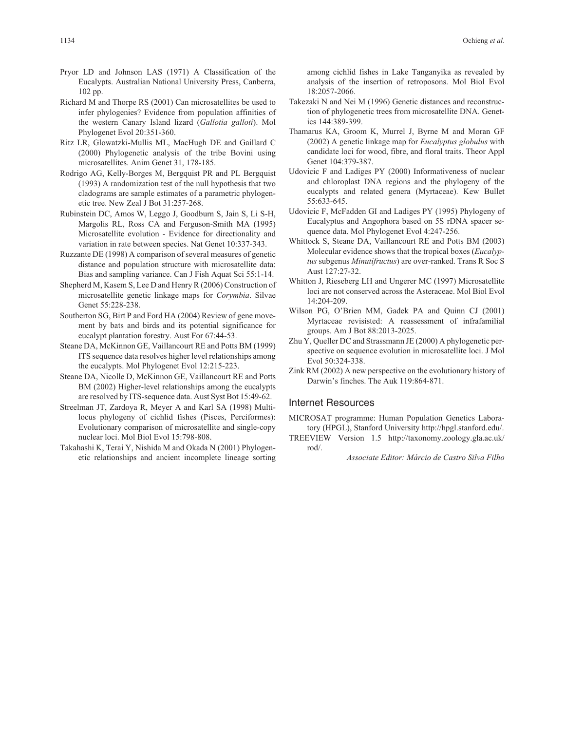Pryor LD and Johnson LAS (1971) A Classification of the Eucalypts. Australian National University Press, Canberra, 102 pp.

Richard M and Thorpe RS (2001) Can microsatellites be used to infer phylogenies? Evidence from population affinities of the western Canary Island lizard (*Gallotia galloti*). Mol Phylogenet Evol 20:351-360.

Ritz LR, Glowatzki-Mullis ML, MacHugh DE and Gaillard C (2000) Phylogenetic analysis of the tribe Bovini using microsatellites. Anim Genet 31, 178-185.

Rodrigo AG, Kelly-Borges M, Bergquist PR and PL Bergquist (1993) A randomization test of the null hypothesis that two cladograms are sample estimates of a parametric phylogenetic tree. New Zeal J Bot 31:257-268.

Rubinstein DC, Amos W, Leggo J, Goodburn S, Jain S, Li S-H, Margolis RL, Ross CA and Ferguson-Smith MA (1995) Microsatellite evolution - Evidence for directionality and variation in rate between species. Nat Genet 10:337-343.

Ruzzante DE (1998) A comparison of several measures of genetic distance and population structure with microsatellite data: Bias and sampling variance. Can J Fish Aquat Sci 55:1-14.

Shepherd M, Kasem S, Lee D and Henry R (2006) Construction of microsatellite genetic linkage maps for *Corymbia*. Silvae Genet 55:228-238.

Southerton SG, Birt P and Ford HA (2004) Review of gene movement by bats and birds and its potential significance for eucalypt plantation forestry. Aust For 67:44-53.

Steane DA, McKinnon GE, Vaillancourt RE and Potts BM (1999) ITS sequence data resolves higher level relationships among the eucalypts. Mol Phylogenet Evol 12:215-223.

Steane DA, Nicolle D, McKinnon GE, Vaillancourt RE and Potts BM (2002) Higher-level relationships among the eucalypts are resolved by ITS-sequence data. Aust Syst Bot 15:49-62.

Streelman JT, Zardoya R, Meyer A and Karl SA (1998) Multilocus phylogeny of cichlid fishes (Pisces, Perciformes): Evolutionary comparison of microsatellite and single-copy nuclear loci. Mol Biol Evol 15:798-808.

Takahashi K, Terai Y, Nishida M and Okada N (2001) Phylogenetic relationships and ancient incomplete lineage sorting among cichlid fishes in Lake Tanganyika as revealed by analysis of the insertion of retroposons. Mol Biol Evol 18:2057-2066.

Takezaki N and Nei M (1996) Genetic distances and reconstruction of phylogenetic trees from microsatellite DNA. Genetics 144:389-399.

Thamarus KA, Groom K, Murrel J, Byrne M and Moran GF (2002) A genetic linkage map for *Eucalyptus globulus* with candidate loci for wood, fibre, and floral traits. Theor Appl Genet 104:379-387.

Udovicic F and Ladiges PY (2000) Informativeness of nuclear and chloroplast DNA regions and the phylogeny of the eucalypts and related genera (Myrtaceae). Kew Bullet 55:633-645.

Udovicic F, McFadden GI and Ladiges PY (1995) Phylogeny of Eucalyptus and Angophora based on 5S rDNA spacer sequence data. Mol Phylogenet Evol 4:247-256.

Whittock S, Steane DA, Vaillancourt RE and Potts BM (2003) Molecular evidence shows that the tropical boxes (*Eucalyptus* subgenus *Minutifructus*) are over-ranked. Trans R Soc S Aust 127:27-32.

Whitton J, Rieseberg LH and Ungerer MC (1997) Microsatellite loci are not conserved across the Asteraceae. Mol Biol Evol 14:204-209.

Wilson PG, O'Brien MM, Gadek PA and Quinn CJ (2001) Myrtaceae revisisted: A reassessment of infrafamilial groups. Am J Bot 88:2013-2025.

Zhu Y, Queller DC and Strassmann JE (2000) A phylogenetic perspective on sequence evolution in microsatellite loci. J Mol Evol 50:324-338.

Zink RM (2002) A new perspective on the evolutionary history of Darwin's finches. The Auk 119:864-871.

## Internet Resources

MICROSAT programme: Human Population Genetics Laboratory (HPGL), Stanford University http://hpgl.stanford.edu/.

TREEVIEW Version 1.5 http://taxonomy.zoology.gla.ac.uk/rod/.

*Associate Editor: Márcio de Castro Silva Filho*